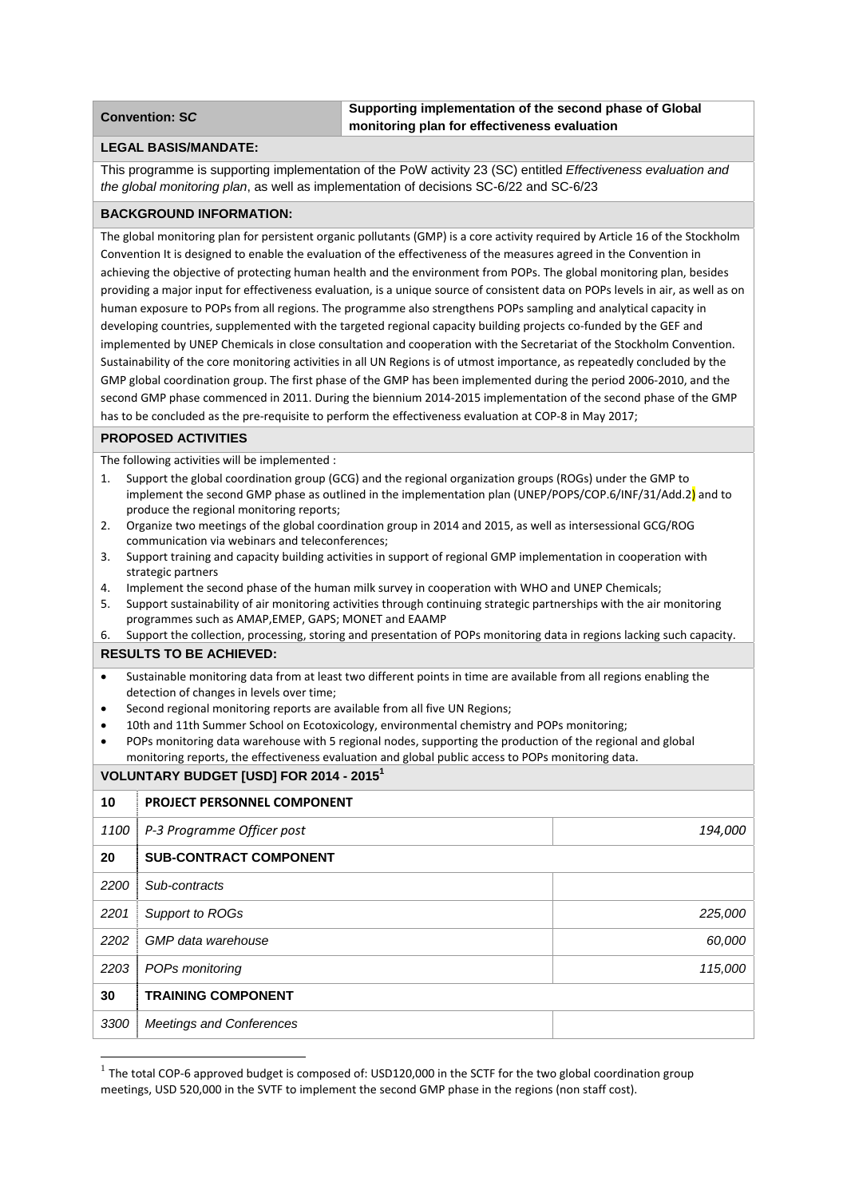| Convention: SC | Supporting implementation of the second phase of Global monitoring plan for effectiveness evaluation |
|---|---|

**LEGAL BASIS/MANDATE:**

This programme is supporting implementation of the PoW activity 23 (SC) entitled *Effectiveness evaluation and the global monitoring plan*, as well as implementation of decisions SC-6/22 and SC-6/23

**BACKGROUND INFORMATION:**

The global monitoring plan for persistent organic pollutants (GMP) is a core activity required by Article 16 of the Stockholm Convention It is designed to enable the evaluation of the effectiveness of the measures agreed in the Convention in achieving the objective of protecting human health and the environment from POPs. The global monitoring plan, besides providing a major input for effectiveness evaluation, is a unique source of consistent data on POPs levels in air, as well as on human exposure to POPs from all regions. The programme also strengthens POPs sampling and analytical capacity in developing countries, supplemented with the targeted regional capacity building projects co-funded by the GEF and implemented by UNEP Chemicals in close consultation and cooperation with the Secretariat of the Stockholm Convention. Sustainability of the core monitoring activities in all UN Regions is of utmost importance, as repeatedly concluded by the GMP global coordination group. The first phase of the GMP has been implemented during the period 2006-2010, and the second GMP phase commenced in 2011. During the biennium 2014-2015 implementation of the second phase of the GMP has to be concluded as the pre-requisite to perform the effectiveness evaluation at COP-8 in May 2017;

**PROPOSED ACTIVITIES**

The following activities will be implemented :

1. Support the global coordination group (GCG) and the regional organization groups (ROGs) under the GMP to implement the second GMP phase as outlined in the implementation plan (UNEP/POPS/COP.6/INF/31/Add.2) and to produce the regional monitoring reports;
2. Organize two meetings of the global coordination group in 2014 and 2015, as well as intersessional GCG/ROG communication via webinars and teleconferences;
3. Support training and capacity building activities in support of regional GMP implementation in cooperation with strategic partners
4. Implement the second phase of the human milk survey in cooperation with WHO and UNEP Chemicals;
5. Support sustainability of air monitoring activities through continuing strategic partnerships with the air monitoring programmes such as AMAP,EMEP, GAPS; MONET and EAAMP
6. Support the collection, processing, storing and presentation of POPs monitoring data in regions lacking such capacity.

**RESULTS TO BE ACHIEVED:**

- Sustainable monitoring data from at least two different points in time are available from all regions enabling the detection of changes in levels over time;
- Second regional monitoring reports are available from all five UN Regions;
- 10th and 11th Summer School on Ecotoxicology, environmental chemistry and POPs monitoring;
- POPs monitoring data warehouse with 5 regional nodes, supporting the production of the regional and global monitoring reports, the effectiveness evaluation and global public access to POPs monitoring data.

**VOLUNTARY BUDGET [USD] FOR 2014 - 2015[1]**

| | | |
|---|---|---|
| **10** | **PROJECT PERSONNEL COMPONENT** | |
| *1100* | *P-3 Programme Officer post* | *194,000* |
| **20** | **SUB-CONTRACT COMPONENT** | |
| *2200* | *Sub-contracts* | |
| *2201* | *Support to ROGs* | *225,000* |
| *2202* | *GMP data warehouse* | *60,000* |
| *2203* | *POPs monitoring* | *115,000* |
| **30** | **TRAINING COMPONENT** | |
| *3300* | *Meetings and Conferences* | |

[1] The total COP-6 approved budget is composed of: USD120,000 in the SCTF for the two global coordination group meetings, USD 520,000 in the SVTF to implement the second GMP phase in the regions (non staff cost).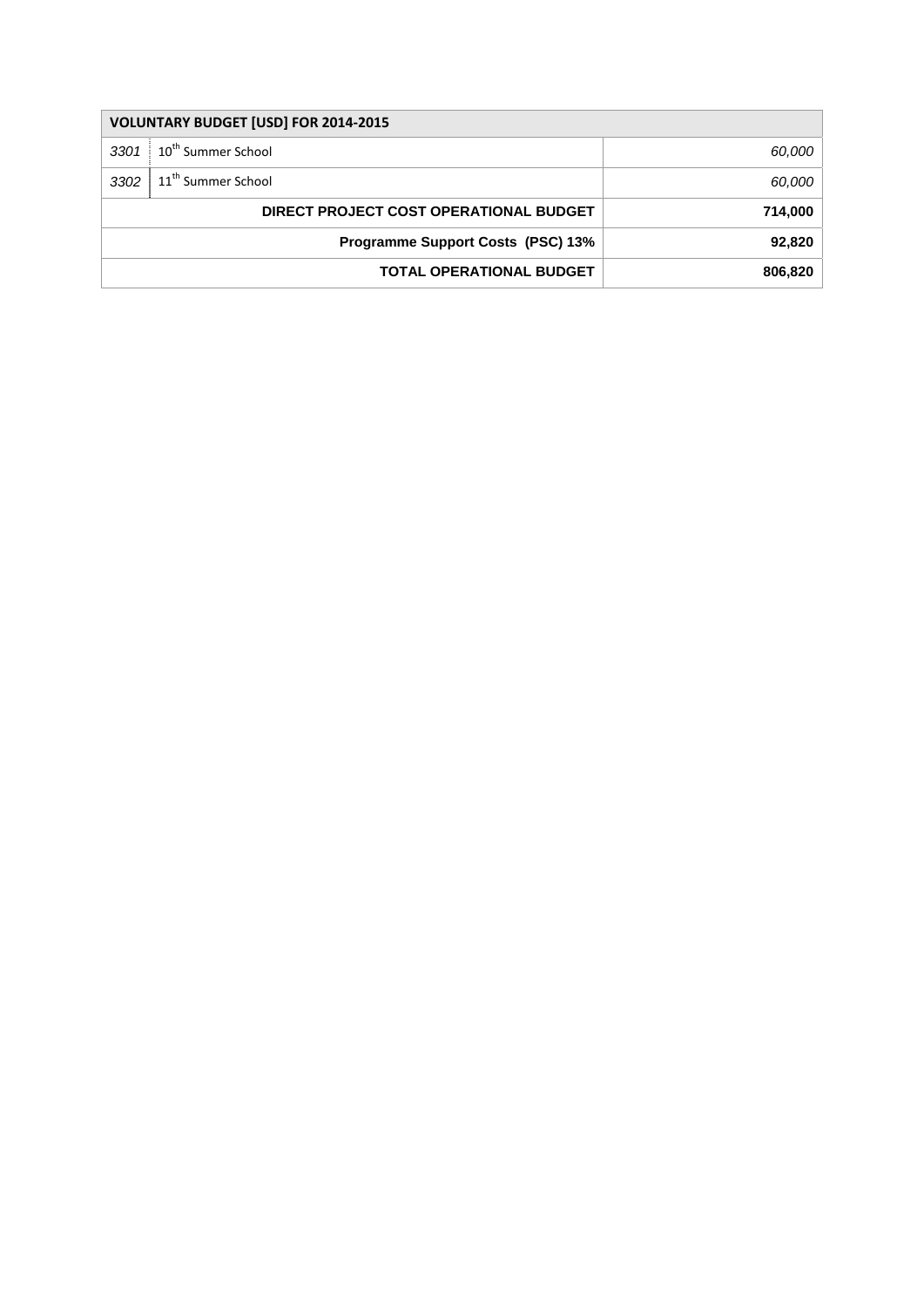| VOLUNTARY BUDGET [USD] FOR 2014-2015 | | |
|---|---|---|
| *3301* | 10$^{th}$ Summer School | *60,000* |
| *3302* | 11$^{th}$ Summer School | *60,000* |
| | **DIRECT PROJECT COST OPERATIONAL BUDGET** | **714,000** |
| | **Programme Support Costs (PSC) 13%** | **92,820** |
| | **TOTAL OPERATIONAL BUDGET** | **806,820** |